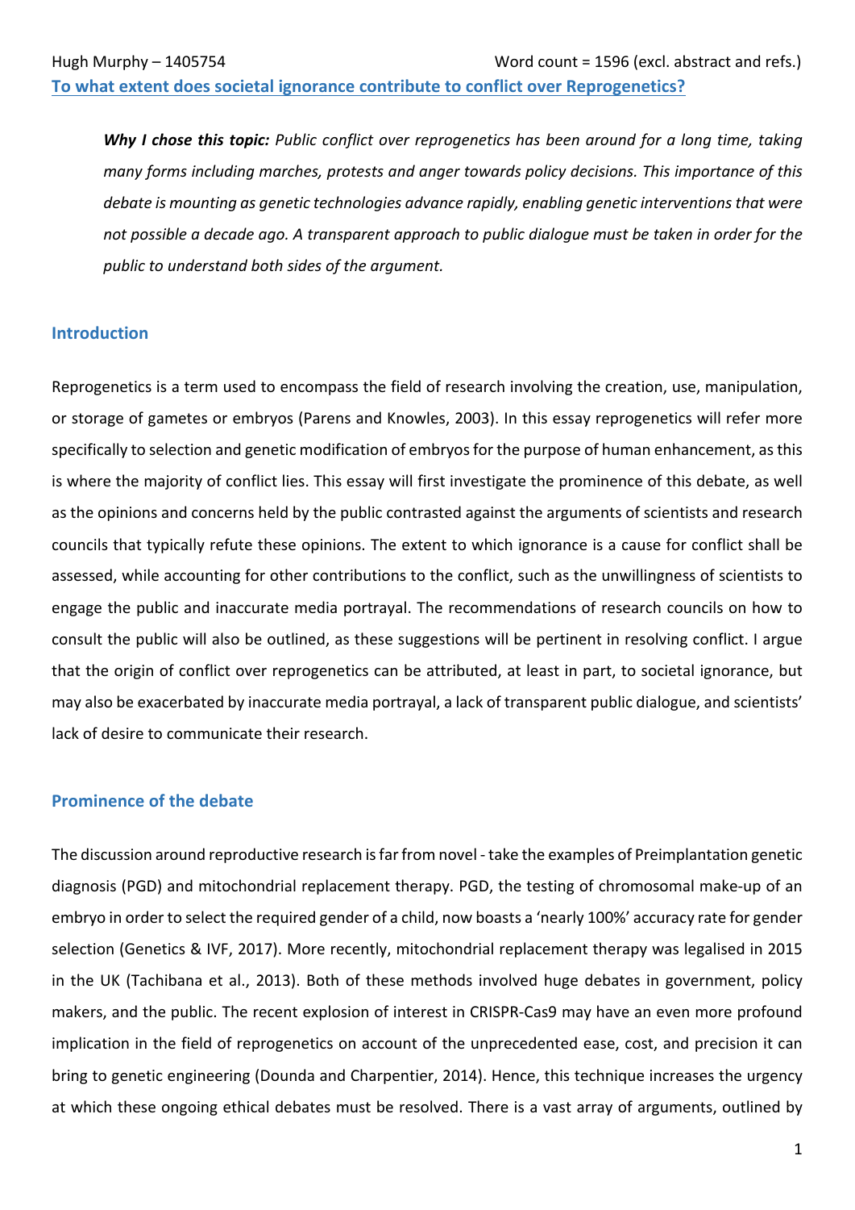Hugh Murphy – 1405754 Word count = 1596 (excl. abstract and refs.)

# To what extent does societal ignorance contribute to conflict over Reprogenetics?

> ***Why I chose this topic:*** *Public conflict over reprogenetics has been around for a long time, taking many forms including marches, protests and anger towards policy decisions. This importance of this debate is mounting as genetic technologies advance rapidly, enabling genetic interventions that were not possible a decade ago. A transparent approach to public dialogue must be taken in order for the public to understand both sides of the argument.*

## Introduction

Reprogenetics is a term used to encompass the field of research involving the creation, use, manipulation, or storage of gametes or embryos (Parens and Knowles, 2003). In this essay reprogenetics will refer more specifically to selection and genetic modification of embryos for the purpose of human enhancement, as this is where the majority of conflict lies. This essay will first investigate the prominence of this debate, as well as the opinions and concerns held by the public contrasted against the arguments of scientists and research councils that typically refute these opinions. The extent to which ignorance is a cause for conflict shall be assessed, while accounting for other contributions to the conflict, such as the unwillingness of scientists to engage the public and inaccurate media portrayal. The recommendations of research councils on how to consult the public will also be outlined, as these suggestions will be pertinent in resolving conflict. I argue that the origin of conflict over reprogenetics can be attributed, at least in part, to societal ignorance, but may also be exacerbated by inaccurate media portrayal, a lack of transparent public dialogue, and scientists' lack of desire to communicate their research.

## Prominence of the debate

The discussion around reproductive research is far from novel - take the examples of Preimplantation genetic diagnosis (PGD) and mitochondrial replacement therapy. PGD, the testing of chromosomal make-up of an embryo in order to select the required gender of a child, now boasts a 'nearly 100%' accuracy rate for gender selection (Genetics & IVF, 2017). More recently, mitochondrial replacement therapy was legalised in 2015 in the UK (Tachibana et al., 2013). Both of these methods involved huge debates in government, policy makers, and the public. The recent explosion of interest in CRISPR-Cas9 may have an even more profound implication in the field of reprogenetics on account of the unprecedented ease, cost, and precision it can bring to genetic engineering (Dounda and Charpentier, 2014). Hence, this technique increases the urgency at which these ongoing ethical debates must be resolved. There is a vast array of arguments, outlined by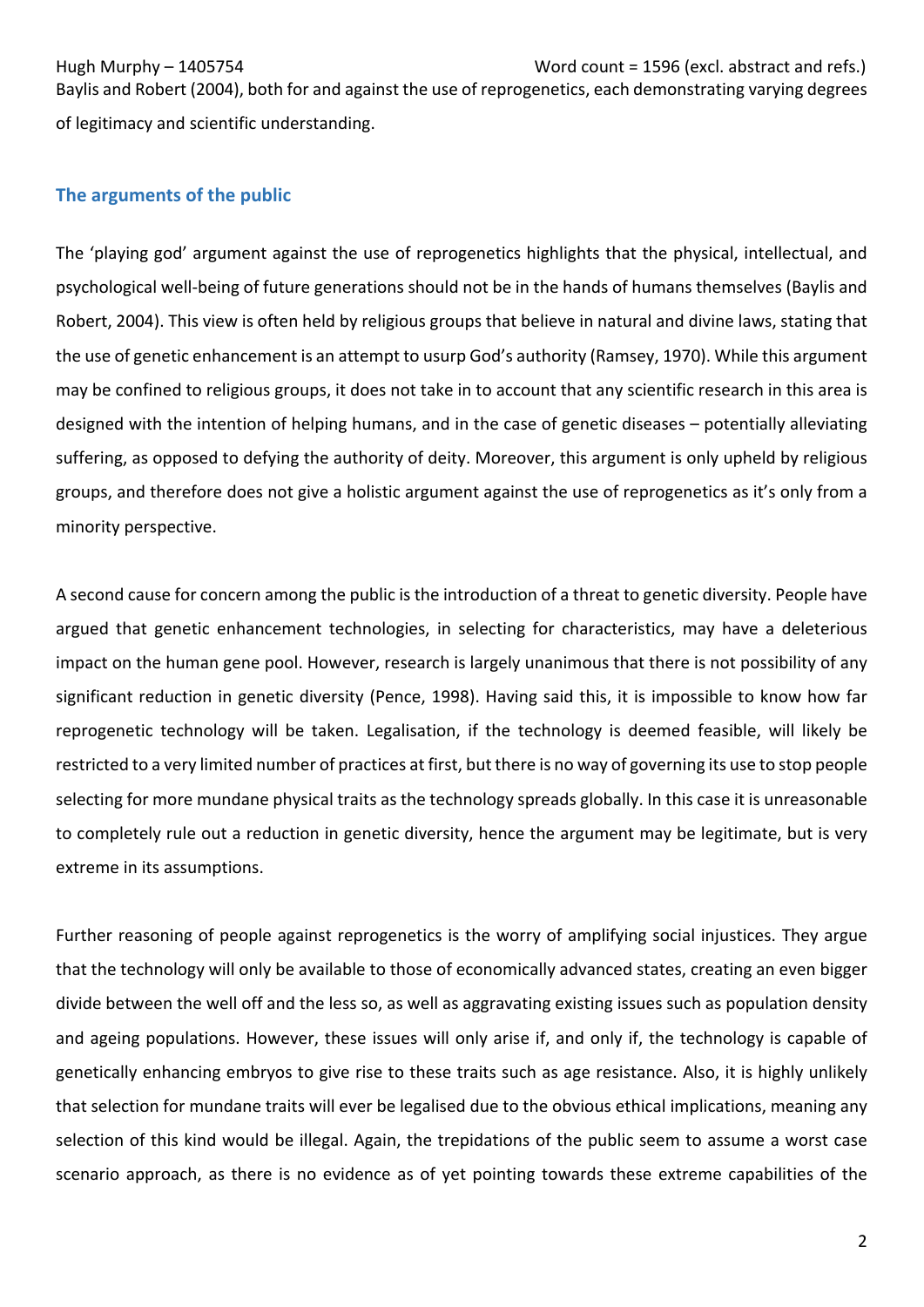Baylis and Robert (2004), both for and against the use of reprogenetics, each demonstrating varying degrees of legitimacy and scientific understanding.

## The arguments of the public

The 'playing god' argument against the use of reprogenetics highlights that the physical, intellectual, and psychological well-being of future generations should not be in the hands of humans themselves (Baylis and Robert, 2004). This view is often held by religious groups that believe in natural and divine laws, stating that the use of genetic enhancement is an attempt to usurp God's authority (Ramsey, 1970). While this argument may be confined to religious groups, it does not take in to account that any scientific research in this area is designed with the intention of helping humans, and in the case of genetic diseases – potentially alleviating suffering, as opposed to defying the authority of deity. Moreover, this argument is only upheld by religious groups, and therefore does not give a holistic argument against the use of reprogenetics as it's only from a minority perspective.

A second cause for concern among the public is the introduction of a threat to genetic diversity. People have argued that genetic enhancement technologies, in selecting for characteristics, may have a deleterious impact on the human gene pool. However, research is largely unanimous that there is not possibility of any significant reduction in genetic diversity (Pence, 1998). Having said this, it is impossible to know how far reprogenetic technology will be taken. Legalisation, if the technology is deemed feasible, will likely be restricted to a very limited number of practices at first, but there is no way of governing its use to stop people selecting for more mundane physical traits as the technology spreads globally. In this case it is unreasonable to completely rule out a reduction in genetic diversity, hence the argument may be legitimate, but is very extreme in its assumptions.

Further reasoning of people against reprogenetics is the worry of amplifying social injustices. They argue that the technology will only be available to those of economically advanced states, creating an even bigger divide between the well off and the less so, as well as aggravating existing issues such as population density and ageing populations. However, these issues will only arise if, and only if, the technology is capable of genetically enhancing embryos to give rise to these traits such as age resistance. Also, it is highly unlikely that selection for mundane traits will ever be legalised due to the obvious ethical implications, meaning any selection of this kind would be illegal. Again, the trepidations of the public seem to assume a worst case scenario approach, as there is no evidence as of yet pointing towards these extreme capabilities of the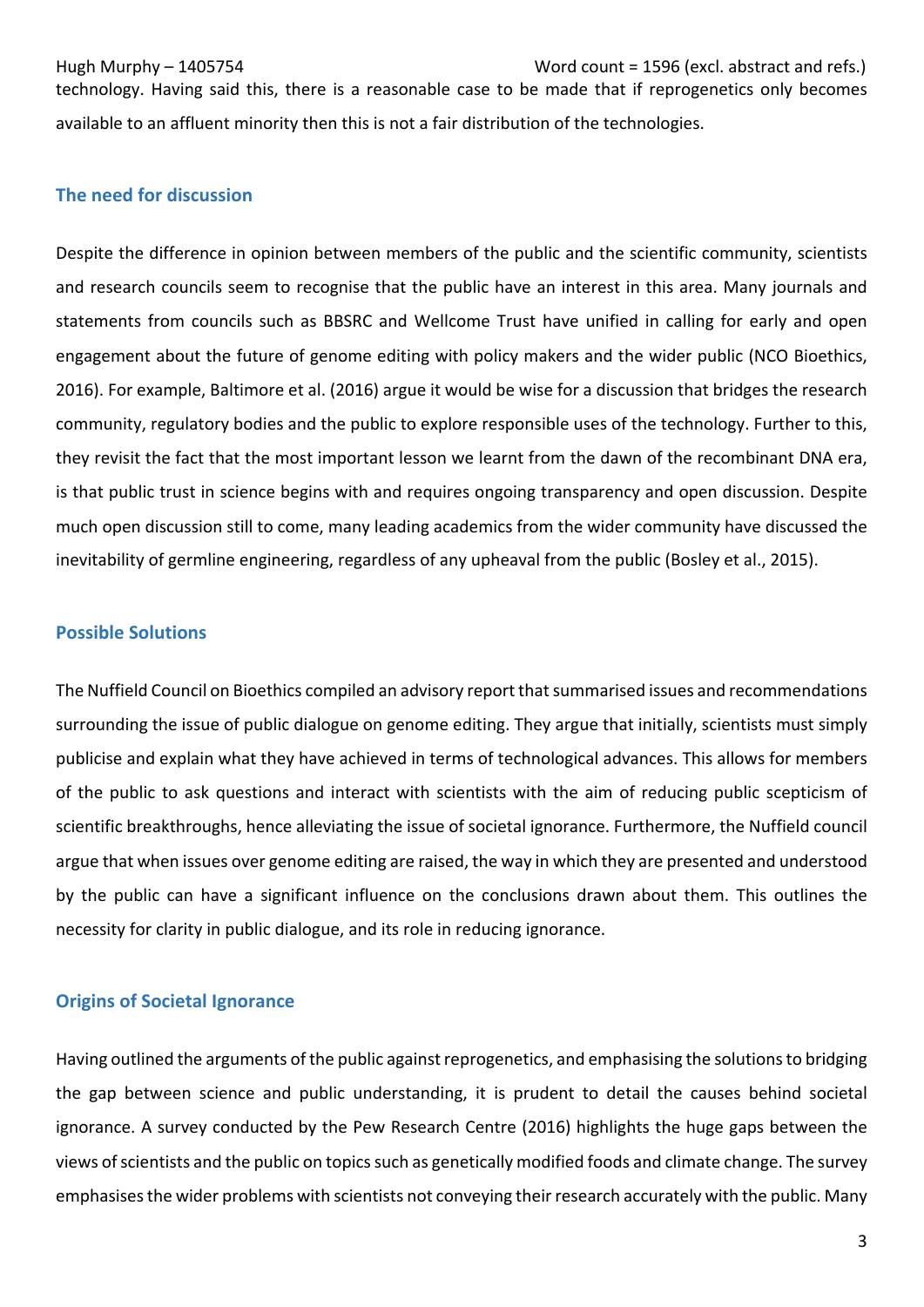technology. Having said this, there is a reasonable case to be made that if reprogenetics only becomes available to an affluent minority then this is not a fair distribution of the technologies.

## The need for discussion

Despite the difference in opinion between members of the public and the scientific community, scientists and research councils seem to recognise that the public have an interest in this area. Many journals and statements from councils such as BBSRC and Wellcome Trust have unified in calling for early and open engagement about the future of genome editing with policy makers and the wider public (NCO Bioethics, 2016). For example, Baltimore et al. (2016) argue it would be wise for a discussion that bridges the research community, regulatory bodies and the public to explore responsible uses of the technology. Further to this, they revisit the fact that the most important lesson we learnt from the dawn of the recombinant DNA era, is that public trust in science begins with and requires ongoing transparency and open discussion. Despite much open discussion still to come, many leading academics from the wider community have discussed the inevitability of germline engineering, regardless of any upheaval from the public (Bosley et al., 2015).

## Possible Solutions

The Nuffield Council on Bioethics compiled an advisory report that summarised issues and recommendations surrounding the issue of public dialogue on genome editing. They argue that initially, scientists must simply publicise and explain what they have achieved in terms of technological advances. This allows for members of the public to ask questions and interact with scientists with the aim of reducing public scepticism of scientific breakthroughs, hence alleviating the issue of societal ignorance. Furthermore, the Nuffield council argue that when issues over genome editing are raised, the way in which they are presented and understood by the public can have a significant influence on the conclusions drawn about them. This outlines the necessity for clarity in public dialogue, and its role in reducing ignorance.

## Origins of Societal Ignorance

Having outlined the arguments of the public against reprogenetics, and emphasising the solutions to bridging the gap between science and public understanding, it is prudent to detail the causes behind societal ignorance. A survey conducted by the Pew Research Centre (2016) highlights the huge gaps between the views of scientists and the public on topics such as genetically modified foods and climate change. The survey emphasises the wider problems with scientists not conveying their research accurately with the public. Many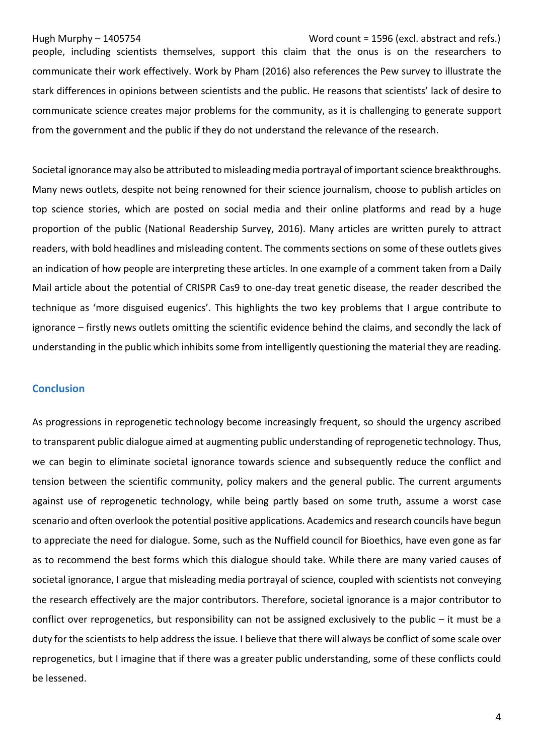people, including scientists themselves, support this claim that the onus is on the researchers to communicate their work effectively. Work by Pham (2016) also references the Pew survey to illustrate the stark differences in opinions between scientists and the public. He reasons that scientists' lack of desire to communicate science creates major problems for the community, as it is challenging to generate support from the government and the public if they do not understand the relevance of the research.

Societal ignorance may also be attributed to misleading media portrayal of important science breakthroughs. Many news outlets, despite not being renowned for their science journalism, choose to publish articles on top science stories, which are posted on social media and their online platforms and read by a huge proportion of the public (National Readership Survey, 2016). Many articles are written purely to attract readers, with bold headlines and misleading content. The comments sections on some of these outlets gives an indication of how people are interpreting these articles. In one example of a comment taken from a Daily Mail article about the potential of CRISPR Cas9 to one-day treat genetic disease, the reader described the technique as 'more disguised eugenics'. This highlights the two key problems that I argue contribute to ignorance – firstly news outlets omitting the scientific evidence behind the claims, and secondly the lack of understanding in the public which inhibits some from intelligently questioning the material they are reading.

## Conclusion

As progressions in reprogenetic technology become increasingly frequent, so should the urgency ascribed to transparent public dialogue aimed at augmenting public understanding of reprogenetic technology. Thus, we can begin to eliminate societal ignorance towards science and subsequently reduce the conflict and tension between the scientific community, policy makers and the general public. The current arguments against use of reprogenetic technology, while being partly based on some truth, assume a worst case scenario and often overlook the potential positive applications. Academics and research councils have begun to appreciate the need for dialogue. Some, such as the Nuffield council for Bioethics, have even gone as far as to recommend the best forms which this dialogue should take. While there are many varied causes of societal ignorance, I argue that misleading media portrayal of science, coupled with scientists not conveying the research effectively are the major contributors. Therefore, societal ignorance is a major contributor to conflict over reprogenetics, but responsibility can not be assigned exclusively to the public – it must be a duty for the scientists to help address the issue. I believe that there will always be conflict of some scale over reprogenetics, but I imagine that if there was a greater public understanding, some of these conflicts could be lessened.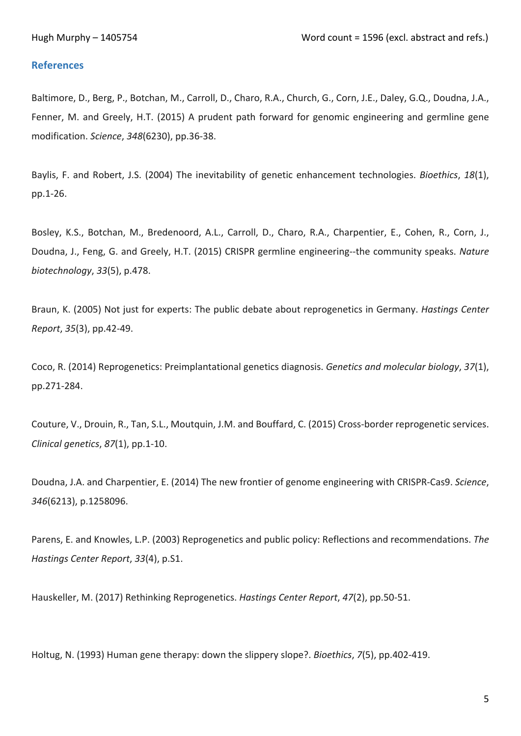## References

Baltimore, D., Berg, P., Botchan, M., Carroll, D., Charo, R.A., Church, G., Corn, J.E., Daley, G.Q., Doudna, J.A., Fenner, M. and Greely, H.T. (2015) A prudent path forward for genomic engineering and germline gene modification. *Science*, *348*(6230), pp.36-38.

Baylis, F. and Robert, J.S. (2004) The inevitability of genetic enhancement technologies. *Bioethics*, *18*(1), pp.1-26.

Bosley, K.S., Botchan, M., Bredenoord, A.L., Carroll, D., Charo, R.A., Charpentier, E., Cohen, R., Corn, J., Doudna, J., Feng, G. and Greely, H.T. (2015) CRISPR germline engineering--the community speaks. *Nature biotechnology*, *33*(5), p.478.

Braun, K. (2005) Not just for experts: The public debate about reprogenetics in Germany. *Hastings Center Report*, *35*(3), pp.42-49.

Coco, R. (2014) Reprogenetics: Preimplantational genetics diagnosis. *Genetics and molecular biology*, *37*(1), pp.271-284.

Couture, V., Drouin, R., Tan, S.L., Moutquin, J.M. and Bouffard, C. (2015) Cross-border reprogenetic services. *Clinical genetics*, *87*(1), pp.1-10.

Doudna, J.A. and Charpentier, E. (2014) The new frontier of genome engineering with CRISPR-Cas9. *Science*, *346*(6213), p.1258096.

Parens, E. and Knowles, L.P. (2003) Reprogenetics and public policy: Reflections and recommendations. *The Hastings Center Report*, *33*(4), p.S1.

Hauskeller, M. (2017) Rethinking Reprogenetics. *Hastings Center Report*, *47*(2), pp.50-51.

Holtug, N. (1993) Human gene therapy: down the slippery slope?. *Bioethics*, *7*(5), pp.402-419.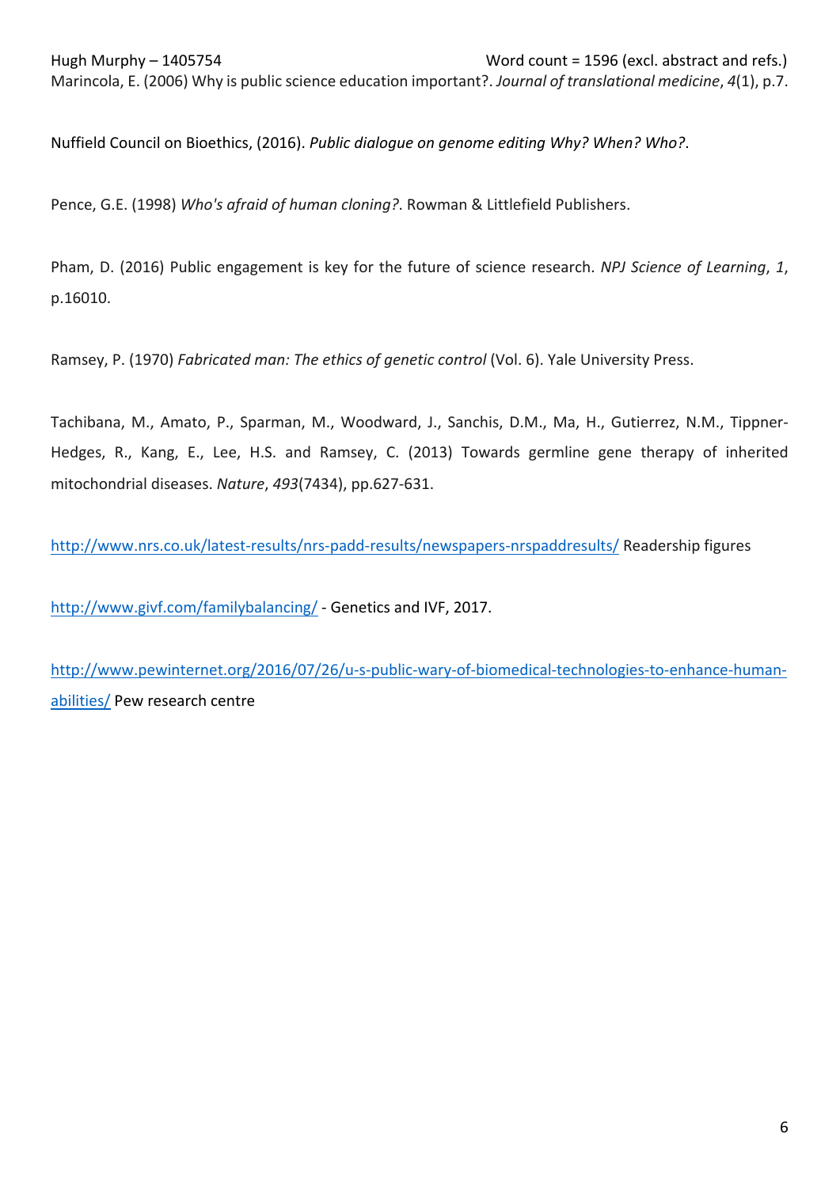Marincola, E. (2006) Why is public science education important?. *Journal of translational medicine*, *4*(1), p.7.

Nuffield Council on Bioethics, (2016). *Public dialogue on genome editing Why? When? Who?*.

Pence, G.E. (1998) *Who's afraid of human cloning?*. Rowman & Littlefield Publishers.

Pham, D. (2016) Public engagement is key for the future of science research. *NPJ Science of Learning*, *1*, p.16010.

Ramsey, P. (1970) *Fabricated man: The ethics of genetic control* (Vol. 6). Yale University Press.

Tachibana, M., Amato, P., Sparman, M., Woodward, J., Sanchis, D.M., Ma, H., Gutierrez, N.M., Tippner-Hedges, R., Kang, E., Lee, H.S. and Ramsey, C. (2013) Towards germline gene therapy of inherited mitochondrial diseases. *Nature*, *493*(7434), pp.627-631.

http://www.nrs.co.uk/latest-results/nrs-padd-results/newspapers-nrspaddresults/ Readership figures

http://www.givf.com/familybalancing/ - Genetics and IVF, 2017.

http://www.pewinternet.org/2016/07/26/u-s-public-wary-of-biomedical-technologies-to-enhance-human-abilities/ Pew research centre